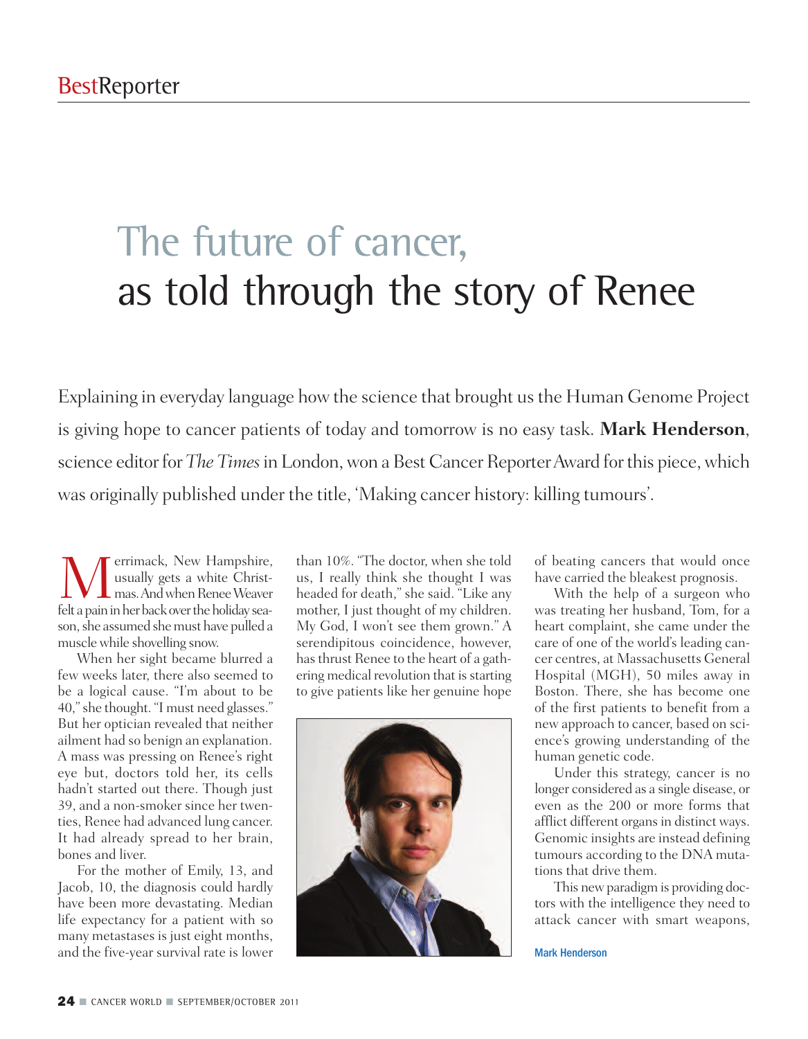# The future of cancer, as told through the story of Renee

Explaining in everyday language how the science that brought us the Human Genome Project is giving hope to cancer patients of today and tomorrow is no easy task. **Mark Henderson**, science editor for *The Times* in London, won a Best Cancer Reporter Award for this piece, which was originally published under the title, 'Making cancer history: killing tumours'.

Merrimack, New Hampshire, usually gets a white Christmas. And when Renee Weaver felt a pain in her back over the holiday season, she assumed she must have pulled a muscle while shovelling snow.

When her sight became blurred a few weeks later, there also seemed to be a logical cause. "I'm about to be 40," she thought. "I must need glasses." But her optician revealed that neither ailment had so benign an explanation. A mass was pressing on Renee's right eye but, doctors told her, its cells hadn't started out there. Though just 39, and a non-smoker since her twenties, Renee had advanced lung cancer. It had already spread to her brain, bones and liver.

For the mother of Emily, 13, and Jacob, 10, the diagnosis could hardly have been more devastating. Median life expectancy for a patient with so many metastases is just eight months, and the five-year survival rate is lower than 10%. "The doctor, when she told us, I really think she thought I was headed for death," she said. "Like any mother, I just thought of my children. My God, I won't see them grown." A serendipitous coincidence, however, has thrust Renee to the heart of a gathering medical revolution that is starting to give patients like her genuine hope of beating cancers that would once have carried the bleakest prognosis.

With the help of a surgeon who was treating her husband, Tom, for a heart complaint, she came under the care of one of the world's leading cancer centres, at Massachusetts General Hospital (MGH), 50 miles away in Boston. There, she has become one of the first patients to benefit from a new approach to cancer, based on science's growing understanding of the human genetic code.

Under this strategy, cancer is no longer considered as a single disease, or even as the 200 or more forms that afflict different organs in distinct ways. Genomic insights are instead defining tumours according to the DNA mutations that drive them.

This new paradigm is providing doctors with the intelligence they need to attack cancer with smart weapons,

Mark Henderson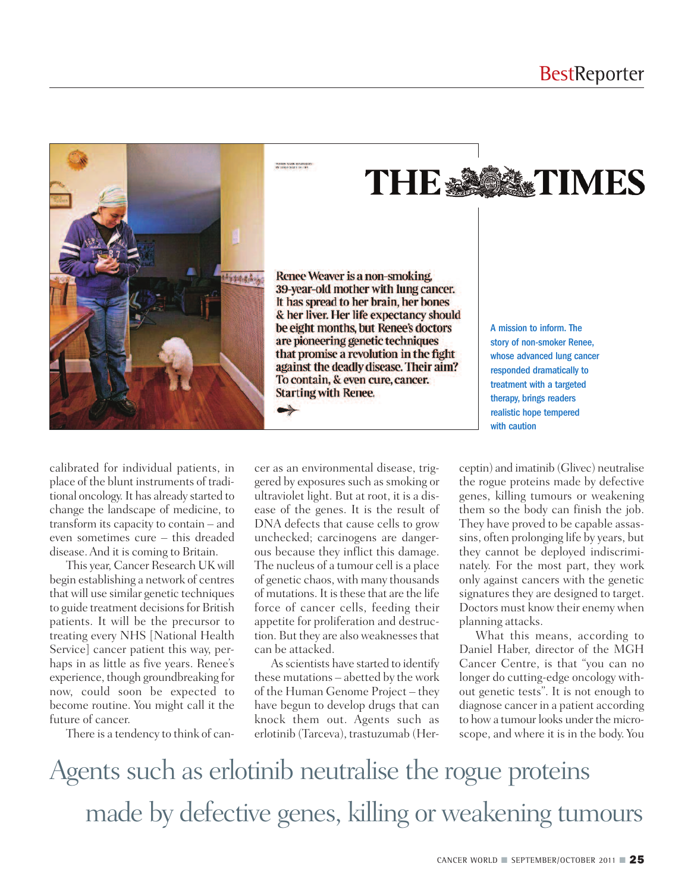**THE TIMES**

**Renee Weaver is a non-smoking, 39-year-old mother with lung cancer. It has spread to her brain, her bones & her liver. Her life expectancy should be eight months, but Renee's doctors are pioneering genetic techniques that promise a revolution in the fight against the deadly disease. Their aim? To contain, & even cure, cancer. Starting with Renee.**

A mission to inform. The story of non-smoker Renee, whose advanced lung cancer responded dramatically to treatment with a targeted therapy, brings readers realistic hope tempered with caution

calibrated for individual patients, in place of the blunt instruments of traditional oncology. It has already started to change the landscape of medicine, to transform its capacity to contain – and even sometimes cure – this dreaded disease. And it is coming to Britain.

This year, Cancer Research UK will begin establishing a network of centres that will use similar genetic techniques to guide treatment decisions for British patients. It will be the precursor to treating every NHS [National Health Service] cancer patient this way, perhaps in as little as five years. Renee's experience, though groundbreaking for now, could soon be expected to become routine. You might call it the future of cancer.

There is a tendency to think of cancer as an environmental disease, triggered by exposures such as smoking or ultraviolet light. But at root, it is a disease of the genes. It is the result of DNA defects that cause cells to grow unchecked; carcinogens are dangerous because they inflict this damage. The nucleus of a tumour cell is a place of genetic chaos, with many thousands of mutations. It is these that are the life force of cancer cells, feeding their appetite for proliferation and destruction. But they are also weaknesses that can be attacked.

As scientists have started to identify these mutations – abetted by the work of the Human Genome Project – they have begun to develop drugs that can knock them out. Agents such as erlotinib (Tarceva), trastuzumab (Herceptin) and imatinib (Glivec) neutralise the rogue proteins made by defective genes, killing tumours or weakening them so the body can finish the job. They have proved to be capable assassins, often prolonging life by years, but they cannot be deployed indiscriminately. For the most part, they work only against cancers with the genetic signatures they are designed to target. Doctors must know their enemy when planning attacks.

What this means, according to Daniel Haber, director of the MGH Cancer Centre, is that "you can no longer do cutting-edge oncology without genetic tests". It is not enough to diagnose cancer in a patient according to how a tumour looks under the microscope, and where it is in the body. You

Agents such as erlotinib neutralise the rogue proteins made by defective genes, killing or weakening tumours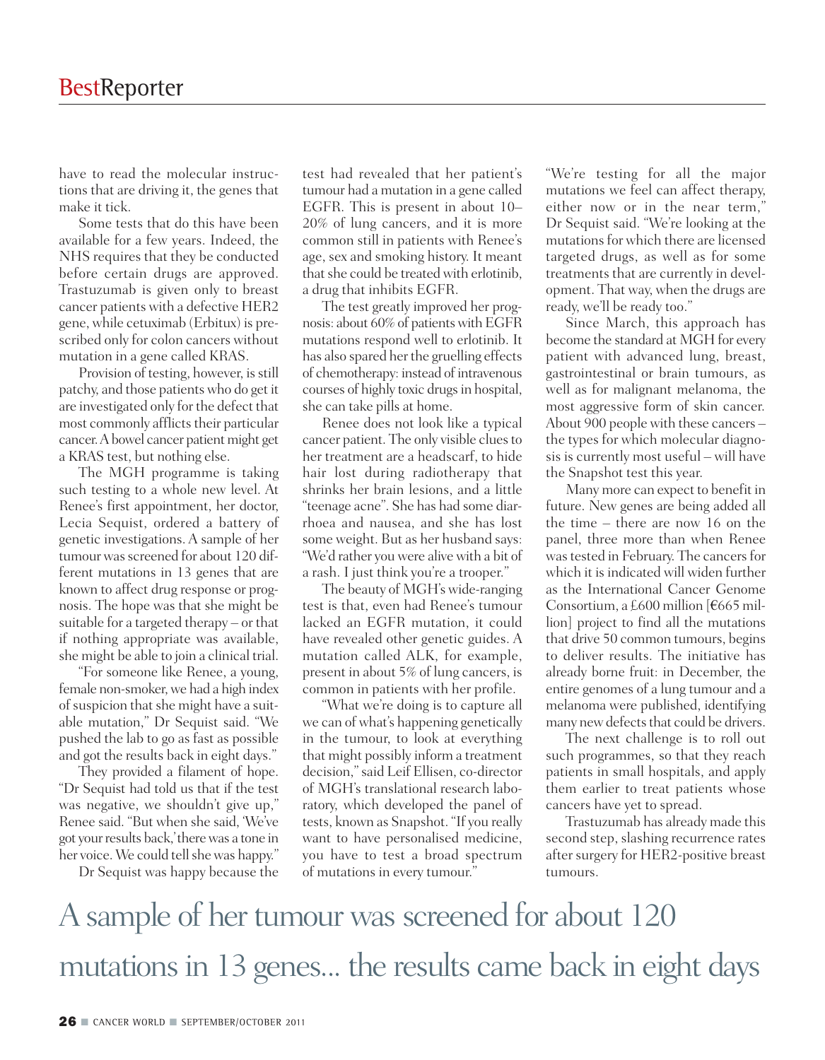have to read the molecular instructions that are driving it, the genes that make it tick.

Some tests that do this have been available for a few years. Indeed, the NHS requires that they be conducted before certain drugs are approved. Trastuzumab is given only to breast cancer patients with a defective HER2 gene, while cetuximab (Erbitux) is prescribed only for colon cancers without mutation in a gene called KRAS.

Provision of testing, however, is still patchy, and those patients who do get it are investigated only for the defect that most commonly afflicts their particular cancer. A bowel cancer patient might get a KRAS test, but nothing else.

The MGH programme is taking such testing to a whole new level. At Renee's first appointment, her doctor, Lecia Sequist, ordered a battery of genetic investigations. A sample of her tumour was screened for about 120 different mutations in 13 genes that are known to affect drug response or prognosis. The hope was that she might be suitable for a targeted therapy – or that if nothing appropriate was available, she might be able to join a clinical trial.

"For someone like Renee, a young, female non-smoker, we had a high index of suspicion that she might have a suitable mutation," Dr Sequist said. "We pushed the lab to go as fast as possible and got the results back in eight days."

They provided a filament of hope. "Dr Sequist had told us that if the test was negative, we shouldn't give up," Renee said. "But when she said, 'We've got your results back,' there was a tone in her voice. We could tell she was happy."

Dr Sequist was happy because the test had revealed that her patient's tumour had a mutation in a gene called EGFR. This is present in about 10–20% of lung cancers, and it is more common still in patients with Renee's age, sex and smoking history. It meant that she could be treated with erlotinib, a drug that inhibits EGFR.

The test greatly improved her prognosis: about 60% of patients with EGFR mutations respond well to erlotinib. It has also spared her the gruelling effects of chemotherapy: instead of intravenous courses of highly toxic drugs in hospital, she can take pills at home.

Renee does not look like a typical cancer patient. The only visible clues to her treatment are a headscarf, to hide hair lost during radiotherapy that shrinks her brain lesions, and a little "teenage acne". She has had some diarrhoea and nausea, and she has lost some weight. But as her husband says: "We'd rather you were alive with a bit of a rash. I just think you're a trooper."

The beauty of MGH's wide-ranging test is that, even had Renee's tumour lacked an EGFR mutation, it could have revealed other genetic guides. A mutation called ALK, for example, present in about 5% of lung cancers, is common in patients with her profile.

"What we're doing is to capture all we can of what's happening genetically in the tumour, to look at everything that might possibly inform a treatment decision," said Leif Ellisen, co-director of MGH's translational research laboratory, which developed the panel of tests, known as Snapshot. "If you really want to have personalised medicine, you have to test a broad spectrum of mutations in every tumour."

"We're testing for all the major mutations we feel can affect therapy, either now or in the near term," Dr Sequist said. "We're looking at the mutations for which there are licensed targeted drugs, as well as for some treatments that are currently in development. That way, when the drugs are ready, we'll be ready too."

Since March, this approach has become the standard at MGH for every patient with advanced lung, breast, gastrointestinal or brain tumours, as well as for malignant melanoma, the most aggressive form of skin cancer. About 900 people with these cancers – the types for which molecular diagnosis is currently most useful – will have the Snapshot test this year.

Many more can expect to benefit in future. New genes are being added all the time – there are now 16 on the panel, three more than when Renee was tested in February. The cancers for which it is indicated will widen further as the International Cancer Genome Consortium, a £600 million [€665 million] project to find all the mutations that drive 50 common tumours, begins to deliver results. The initiative has already borne fruit: in December, the entire genomes of a lung tumour and a melanoma were published, identifying many new defects that could be drivers.

The next challenge is to roll out such programmes, so that they reach patients in small hospitals, and apply them earlier to treat patients whose cancers have yet to spread.

Trastuzumab has already made this second step, slashing recurrence rates after surgery for HER2-positive breast tumours.

A sample of her tumour was screened for about 120 mutations in 13 genes... the results came back in eight days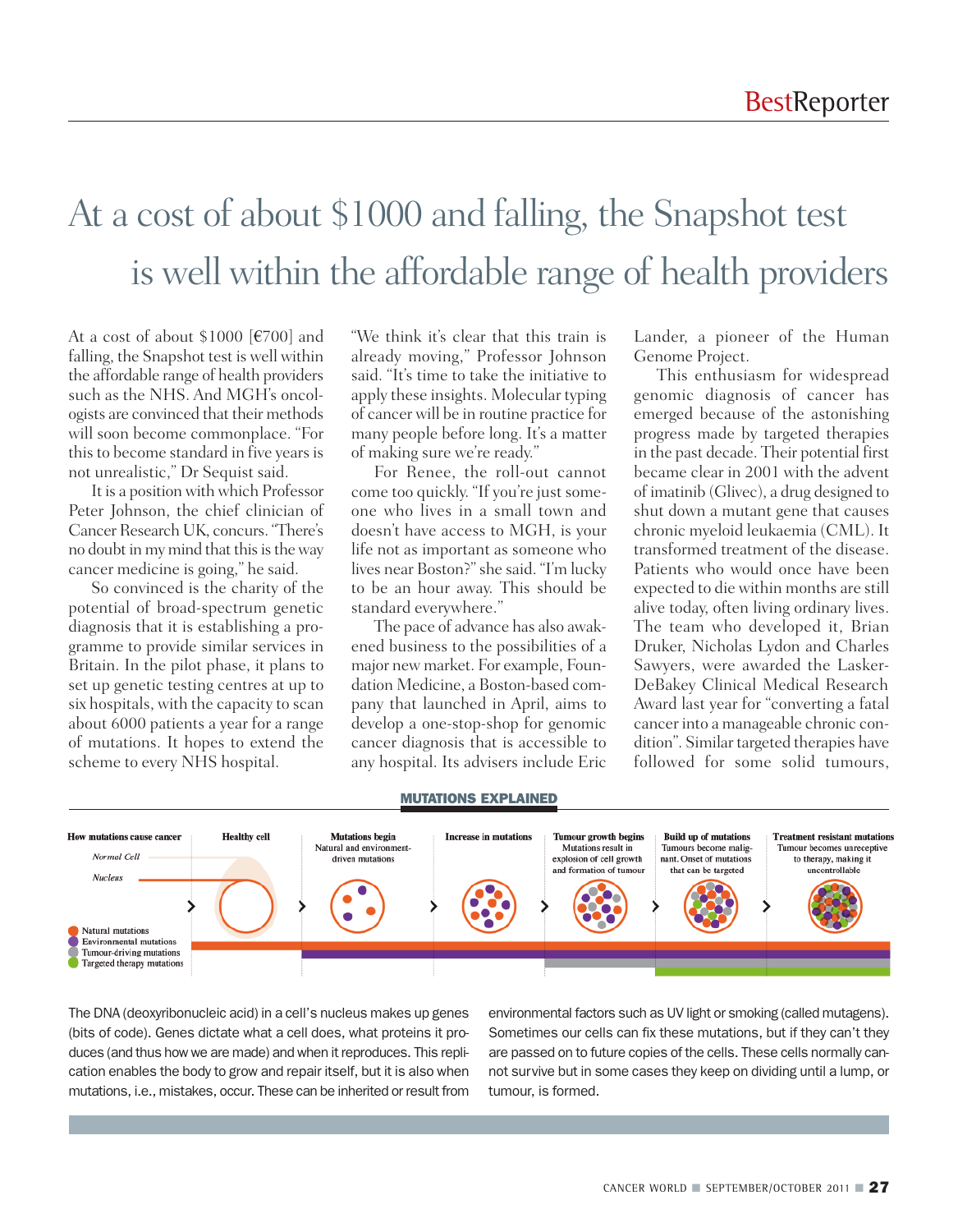# At a cost of about $1000 and falling, the Snapshot test is well within the affordable range of health providers

At a cost of about $1000 [€700] and falling, the Snapshot test is well within the affordable range of health providers such as the NHS. And MGH's oncologists are convinced that their methods will soon become commonplace. "For this to become standard in five years is not unrealistic," Dr Sequist said.

It is a position with which Professor Peter Johnson, the chief clinician of Cancer Research UK, concurs. "There's no doubt in my mind that this is the way cancer medicine is going," he said.

So convinced is the charity of the potential of broad-spectrum genetic diagnosis that it is establishing a programme to provide similar services in Britain. In the pilot phase, it plans to set up genetic testing centres at up to six hospitals, with the capacity to scan about 6000 patients a year for a range of mutations. It hopes to extend the scheme to every NHS hospital.

"We think it's clear that this train is already moving," Professor Johnson said. "It's time to take the initiative to apply these insights. Molecular typing of cancer will be in routine practice for many people before long. It's a matter of making sure we're ready."

For Renee, the roll-out cannot come too quickly. "If you're just someone who lives in a small town and doesn't have access to MGH, is your life not as important as someone who lives near Boston?" she said. "I'm lucky to be an hour away. This should be standard everywhere."

The pace of advance has also awakened business to the possibilities of a major new market. For example, Foundation Medicine, a Boston-based company that launched in April, aims to develop a one-stop-shop for genomic cancer diagnosis that is accessible to any hospital. Its advisers include Eric Lander, a pioneer of the Human Genome Project.

This enthusiasm for widespread genomic diagnosis of cancer has emerged because of the astonishing progress made by targeted therapies in the past decade. Their potential first became clear in 2001 with the advent of imatinib (Glivec), a drug designed to shut down a mutant gene that causes chronic myeloid leukaemia (CML). It transformed treatment of the disease. Patients who would once have been expected to die within months are still alive today, often living ordinary lives. The team who developed it, Brian Druker, Nicholas Lydon and Charles Sawyers, were awarded the Lasker-DeBakey Clinical Medical Research Award last year for "converting a fatal cancer into a manageable chronic condition". Similar targeted therapies have followed for some solid tumours,

## MUTATIONS EXPLAINED

**How mutations cause cancer** — *Normal Cell*, *Nucleus*

**Healthy cell**

**Mutations begin** — Natural and environment-driven mutations

**Increase in mutations**

**Tumour growth begins** — Mutations result in explosion of cell growth and formation of tumour

**Build up of mutations** — Tumours become malignant. Onset of mutations that can be targeted

**Treatment resistant mutations** — Tumour becomes unreceptive to therapy, making it uncontrollable

- Natural mutations
- Environmental mutations
- Tumour-driving mutations
- Targeted therapy mutations

The DNA (deoxyribonucleic acid) in a cell's nucleus makes up genes (bits of code). Genes dictate what a cell does, what proteins it produces (and thus how we are made) and when it reproduces. This replication enables the body to grow and repair itself, but it is also when mutations, i.e., mistakes, occur. These can be inherited or result from environmental factors such as UV light or smoking (called mutagens). Sometimes our cells can fix these mutations, but if they can't they are passed on to future copies of the cells. These cells normally cannot survive but in some cases they keep on dividing until a lump, or tumour, is formed.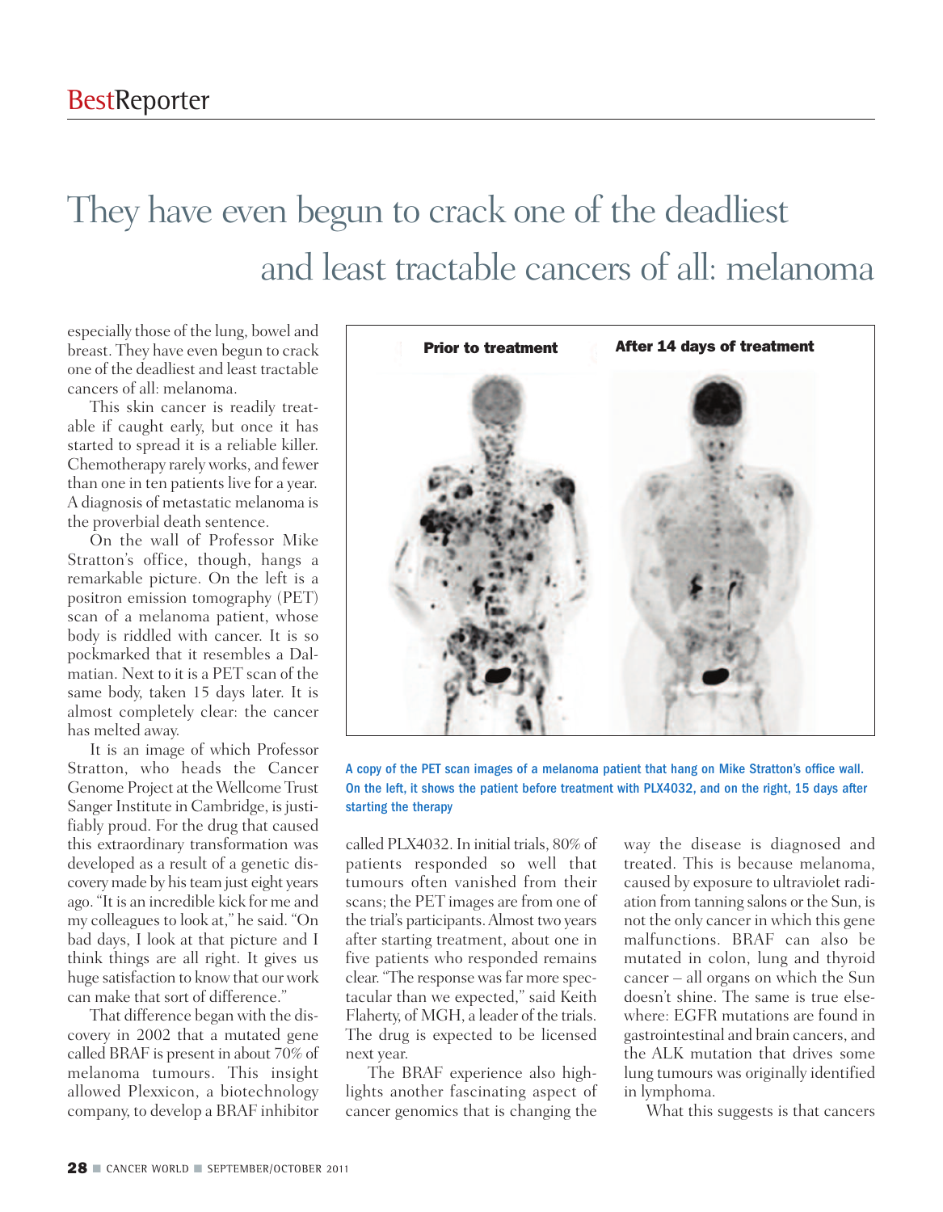# They have even begun to crack one of the deadliest and least tractable cancers of all: melanoma

especially those of the lung, bowel and breast. They have even begun to crack one of the deadliest and least tractable cancers of all: melanoma.

This skin cancer is readily treatable if caught early, but once it has started to spread it is a reliable killer. Chemotherapy rarely works, and fewer than one in ten patients live for a year. A diagnosis of metastatic melanoma is the proverbial death sentence.

On the wall of Professor Mike Stratton's office, though, hangs a remarkable picture. On the left is a positron emission tomography (PET) scan of a melanoma patient, whose body is riddled with cancer. It is so pockmarked that it resembles a Dalmatian. Next to it is a PET scan of the same body, taken 15 days later. It is almost completely clear: the cancer has melted away.

It is an image of which Professor Stratton, who heads the Cancer Genome Project at the Wellcome Trust Sanger Institute in Cambridge, is justifiably proud. For the drug that caused this extraordinary transformation was developed as a result of a genetic discovery made by his team just eight years ago. "It is an incredible kick for me and my colleagues to look at," he said. "On bad days, I look at that picture and I think things are all right. It gives us huge satisfaction to know that our work can make that sort of difference."

That difference began with the discovery in 2002 that a mutated gene called BRAF is present in about 70% of melanoma tumours. This insight allowed Plexxicon, a biotechnology company, to develop a BRAF inhibitor called PLX4032. In initial trials, 80% of patients responded so well that tumours often vanished from their scans; the PET images are from one of the trial's participants. Almost two years after starting treatment, about one in five patients who responded remains clear. "The response was far more spectacular than we expected," said Keith Flaherty, of MGH, a leader of the trials. The drug is expected to be licensed next year.

Prior to treatment | After 14 days of treatment

A copy of the PET scan images of a melanoma patient that hang on Mike Stratton's office wall. On the left, it shows the patient before treatment with PLX4032, and on the right, 15 days after starting the therapy

The BRAF experience also highlights another fascinating aspect of cancer genomics that is changing the way the disease is diagnosed and treated. This is because melanoma, caused by exposure to ultraviolet radiation from tanning salons or the Sun, is not the only cancer in which this gene malfunctions. BRAF can also be mutated in colon, lung and thyroid cancer – all organs on which the Sun doesn't shine. The same is true elsewhere: EGFR mutations are found in gastrointestinal and brain cancers, and the ALK mutation that drives some lung tumours was originally identified in lymphoma.

What this suggests is that cancers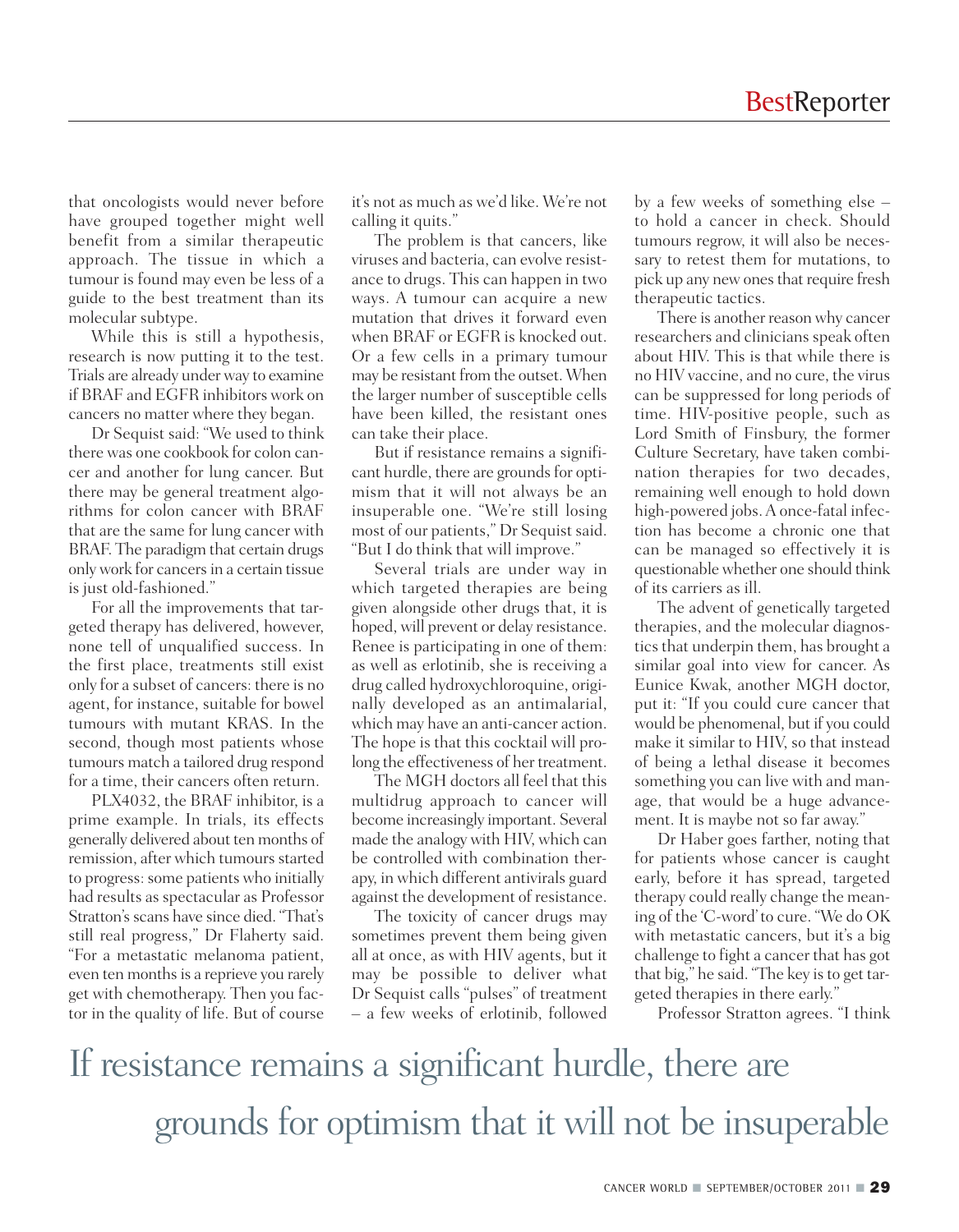that oncologists would never before have grouped together might well benefit from a similar therapeutic approach. The tissue in which a tumour is found may even be less of a guide to the best treatment than its molecular subtype.

While this is still a hypothesis, research is now putting it to the test. Trials are already under way to examine if BRAF and EGFR inhibitors work on cancers no matter where they began.

Dr Sequist said: "We used to think there was one cookbook for colon cancer and another for lung cancer. But there may be general treatment algorithms for colon cancer with BRAF that are the same for lung cancer with BRAF. The paradigm that certain drugs only work for cancers in a certain tissue is just old-fashioned."

For all the improvements that targeted therapy has delivered, however, none tell of unqualified success. In the first place, treatments still exist only for a subset of cancers: there is no agent, for instance, suitable for bowel tumours with mutant KRAS. In the second, though most patients whose tumours match a tailored drug respond for a time, their cancers often return.

PLX4032, the BRAF inhibitor, is a prime example. In trials, its effects generally delivered about ten months of remission, after which tumours started to progress: some patients who initially had results as spectacular as Professor Stratton's scans have since died. "That's still real progress," Dr Flaherty said. "For a metastatic melanoma patient, even ten months is a reprieve you rarely get with chemotherapy. Then you factor in the quality of life. But of course it's not as much as we'd like. We're not calling it quits."

The problem is that cancers, like viruses and bacteria, can evolve resistance to drugs. This can happen in two ways. A tumour can acquire a new mutation that drives it forward even when BRAF or EGFR is knocked out. Or a few cells in a primary tumour may be resistant from the outset. When the larger number of susceptible cells have been killed, the resistant ones can take their place.

But if resistance remains a significant hurdle, there are grounds for optimism that it will not always be an insuperable one. "We're still losing most of our patients," Dr Sequist said. "But I do think that will improve."

Several trials are under way in which targeted therapies are being given alongside other drugs that, it is hoped, will prevent or delay resistance. Renee is participating in one of them: as well as erlotinib, she is receiving a drug called hydroxychloroquine, originally developed as an antimalarial, which may have an anti-cancer action. The hope is that this cocktail will prolong the effectiveness of her treatment.

The MGH doctors all feel that this multidrug approach to cancer will become increasingly important. Several made the analogy with HIV, which can be controlled with combination therapy, in which different antivirals guard against the development of resistance.

The toxicity of cancer drugs may sometimes prevent them being given all at once, as with HIV agents, but it may be possible to deliver what Dr Sequist calls "pulses" of treatment – a few weeks of erlotinib, followed by a few weeks of something else – to hold a cancer in check. Should tumours regrow, it will also be necessary to retest them for mutations, to pick up any new ones that require fresh therapeutic tactics.

There is another reason why cancer researchers and clinicians speak often about HIV. This is that while there is no HIV vaccine, and no cure, the virus can be suppressed for long periods of time. HIV-positive people, such as Lord Smith of Finsbury, the former Culture Secretary, have taken combination therapies for two decades, remaining well enough to hold down high-powered jobs. A once-fatal infection has become a chronic one that can be managed so effectively it is questionable whether one should think of its carriers as ill.

The advent of genetically targeted therapies, and the molecular diagnostics that underpin them, has brought a similar goal into view for cancer. As Eunice Kwak, another MGH doctor, put it: "If you could cure cancer that would be phenomenal, but if you could make it similar to HIV, so that instead of being a lethal disease it becomes something you can live with and manage, that would be a huge advancement. It is maybe not so far away."

Dr Haber goes farther, noting that for patients whose cancer is caught early, before it has spread, targeted therapy could really change the meaning of the 'C-word' to cure. "We do OK with metastatic cancers, but it's a big challenge to fight a cancer that has got that big," he said. "The key is to get targeted therapies in there early."

Professor Stratton agrees. "I think

> If resistance remains a significant hurdle, there are grounds for optimism that it will not be insuperable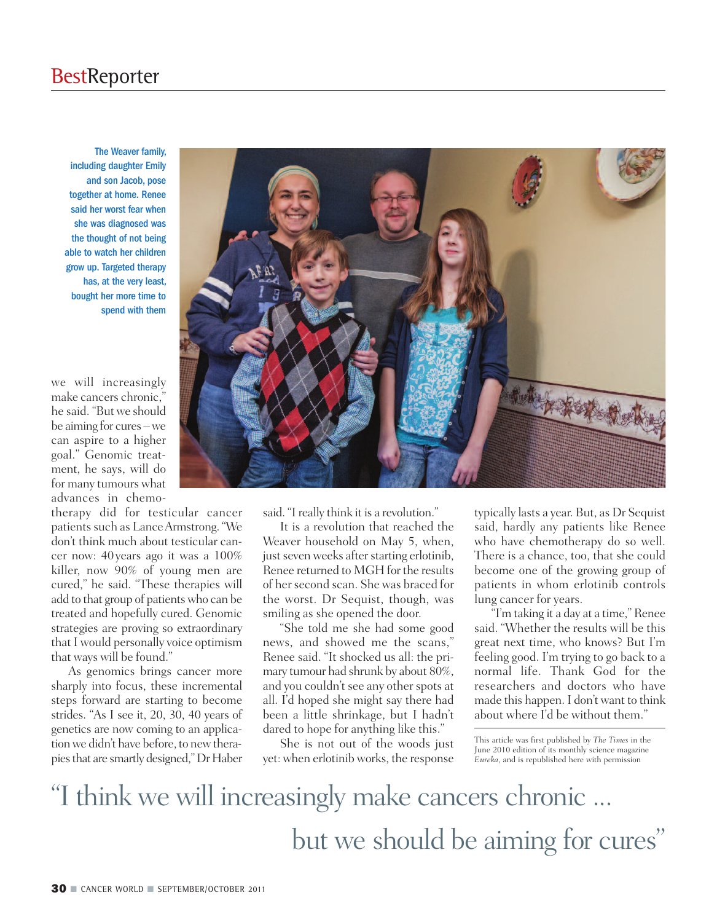The Weaver family, including daughter Emily and son Jacob, pose together at home. Renee said her worst fear when she was diagnosed was the thought of not being able to watch her children grow up. Targeted therapy has, at the very least, bought her more time to spend with them

we will increasingly make cancers chronic," he said. "But we should be aiming for cures – we can aspire to a higher goal." Genomic treatment, he says, will do for many tumours what advances in chemotherapy did for testicular cancer patients such as Lance Armstrong. "We don't think much about testicular cancer now: 40 years ago it was a 100% killer, now 90% of young men are cured," he said. "These therapies will add to that group of patients who can be treated and hopefully cured. Genomic strategies are proving so extraordinary that I would personally voice optimism that ways will be found."

As genomics brings cancer more sharply into focus, these incremental steps forward are starting to become strides. "As I see it, 20, 30, 40 years of genetics are now coming to an application we didn't have before, to new therapies that are smartly designed," Dr Haber said. "I really think it is a revolution."

It is a revolution that reached the Weaver household on May 5, when, just seven weeks after starting erlotinib, Renee returned to MGH for the results of her second scan. She was braced for the worst. Dr Sequist, though, was smiling as she opened the door.

"She told me she had some good news, and showed me the scans," Renee said. "It shocked us all: the primary tumour had shrunk by about 80%, and you couldn't see any other spots at all. I'd hoped she might say there had been a little shrinkage, but I hadn't dared to hope for anything like this."

She is not out of the woods just yet: when erlotinib works, the response typically lasts a year. But, as Dr Sequist said, hardly any patients like Renee who have chemotherapy do so well. There is a chance, too, that she could become one of the growing group of patients in whom erlotinib controls lung cancer for years.

"I'm taking it a day at a time," Renee said. "Whether the results will be this great next time, who knows? But I'm feeling good. I'm trying to go back to a normal life. Thank God for the researchers and doctors who have made this happen. I don't want to think about where I'd be without them."

This article was first published by *The Times* in the June 2010 edition of its monthly science magazine *Eureka*, and is republished here with permission

"I think we will increasingly make cancers chronic ... but we should be aiming for cures"